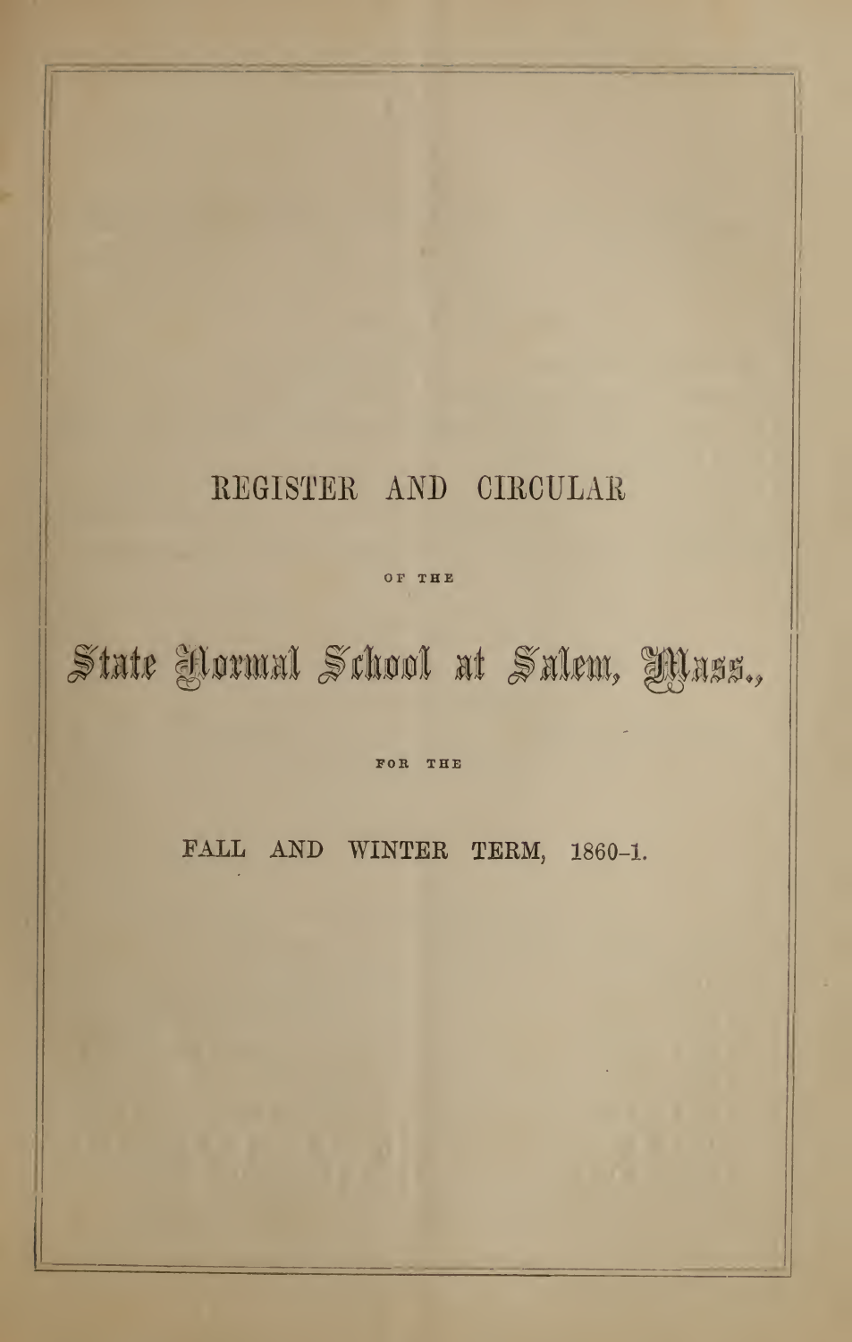# REGISTER AND CIRCULAR

OF THE

# State Normal School at Salem, Mass.,

FOR THE

## FALL AND WINTER TERM, 1860-1.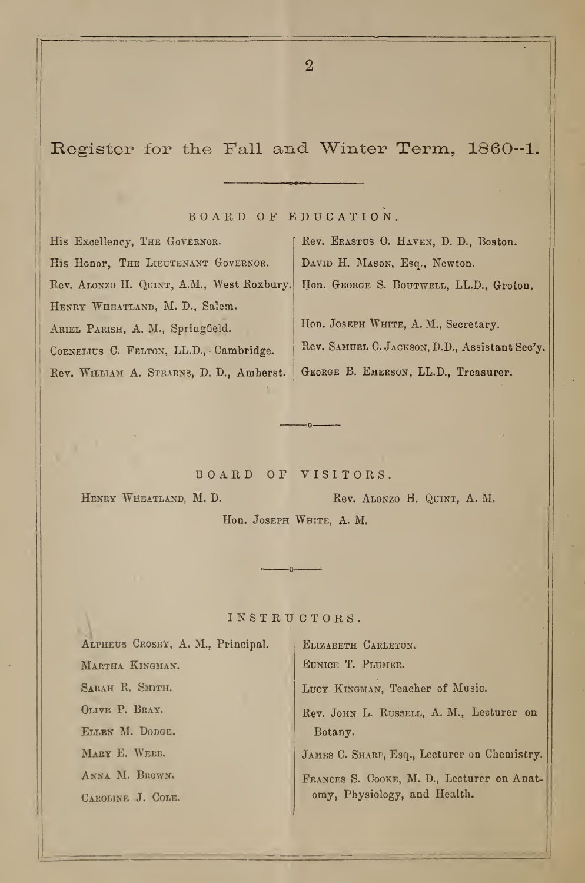## Register for the Fall and Winter Term, 1860–1.

### BOARD OF EDUCATION.

His Excellency, The Governor.
His Honor, The Lieutenant Governor.
Rev. Alonzo H. Quint, A.M., West Roxbury.
Henry Wheatland, M. D., Salem.
Ariel Parish, A. M., Springfield.
Cornelius C. Felton, LL.D., Cambridge.
Rev. William A. Stearns, D. D., Amherst.
Rev. Erastus O. Haven, D. D., Boston.
David H. Mason, Esq., Newton.
Hon. George S. Boutwell, LL.D., Groton.

Hon. Joseph White, A. M., Secretary.
Rev. Samuel C. Jackson, D.D., Assistant Sec'y.
George B. Emerson, LL.D., Treasurer.

### BOARD OF VISITORS.

Henry Wheatland, M. D.
Rev. Alonzo H. Quint, A. M.
Hon. Joseph White, A. M.

### INSTRUCTORS.

Alpheus Crosby, A. M., Principal.
Martha Kingman.
Sarah R. Smith.
Olive P. Bray.
Ellen M. Dodge.
Mary E. Webb.
Anna M. Brown.
Caroline J. Cole.
Elizabeth Carleton.
Eunice T. Plumer.
Lucy Kingman, Teacher of Music.
Rev. John L. Russell, A. M., Lecturer on Botany.
James C. Sharp, Esq., Lecturer on Chemistry.
Frances S. Cooke, M. D., Lecturer on Anatomy, Physiology, and Health.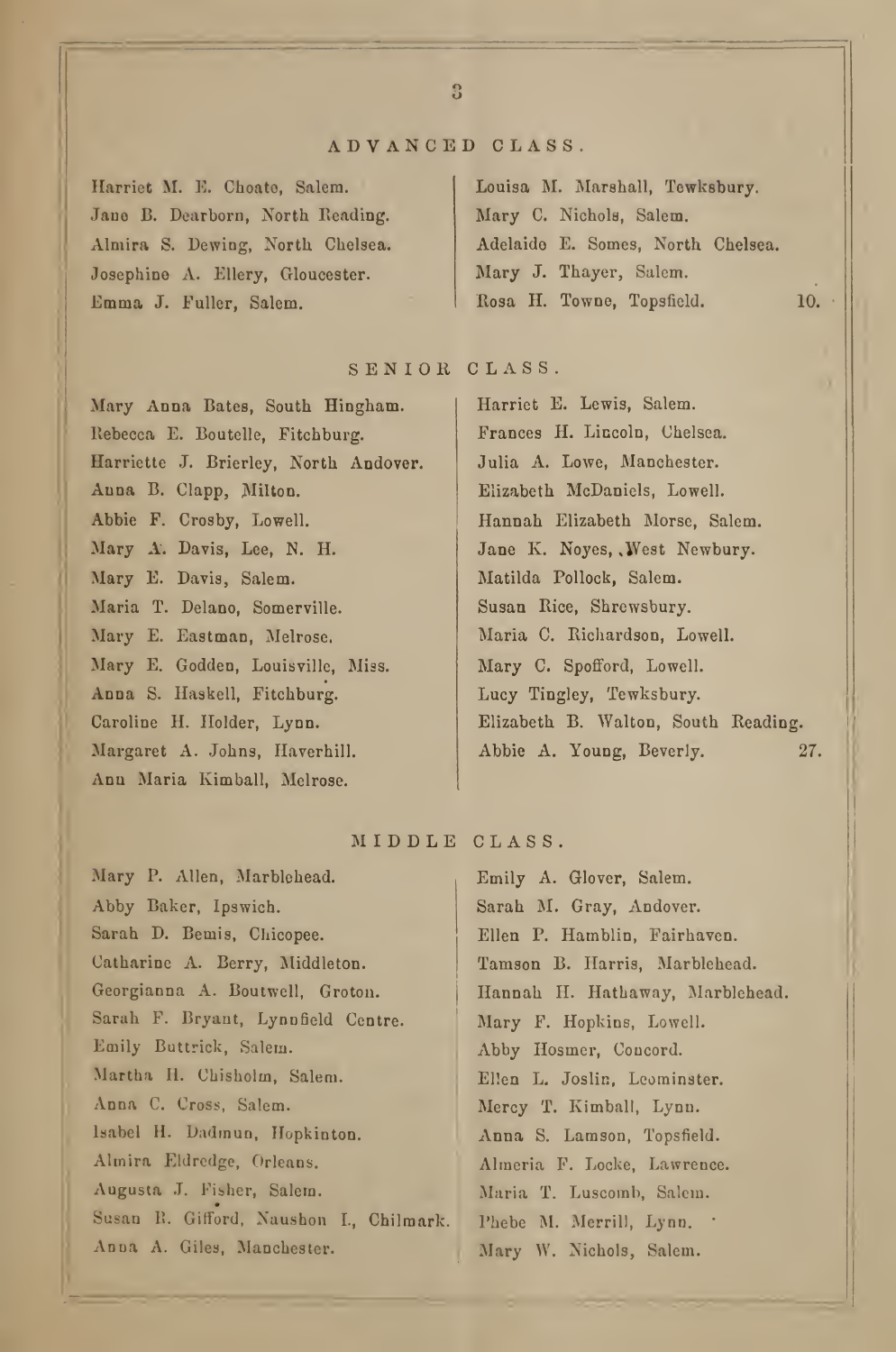## ADVANCED CLASS.

Harriet M. E. Choate, Salem.
Jane B. Dearborn, North Reading.
Almira S. Dewing, North Chelsea.
Josephine A. Ellery, Gloucester.
Emma J. Fuller, Salem.
Louisa M. Marshall, Tewksbury.
Mary C. Nichols, Salem.
Adelaide E. Somes, North Chelsea.
Mary J. Thayer, Salem.
Rosa H. Towne, Topsfield. 10.

## SENIOR CLASS.

Mary Anna Bates, South Hingham.
Rebecca E. Boutelle, Fitchburg.
Harriette J. Brierley, North Andover.
Anna B. Clapp, Milton.
Abbie F. Crosby, Lowell.
Mary A. Davis, Lee, N. H.
Mary E. Davis, Salem.
Maria T. Delano, Somerville.
Mary E. Eastman, Melrose.
Mary E. Godden, Louisville, Miss.
Anna S. Haskell, Fitchburg.
Caroline H. Holder, Lynn.
Margaret A. Johns, Haverhill.
Ann Maria Kimball, Melrose.
Harriet E. Lewis, Salem.
Frances H. Lincoln, Chelsea.
Julia A. Lowe, Manchester.
Elizabeth McDaniels, Lowell.
Hannah Elizabeth Morse, Salem.
Jane K. Noyes, West Newbury.
Matilda Pollock, Salem.
Susan Rice, Shrewsbury.
Maria C. Richardson, Lowell.
Mary C. Spofford, Lowell.
Lucy Tingley, Tewksbury.
Elizabeth B. Walton, South Reading.
Abbie A. Young, Beverly. 27.

## MIDDLE CLASS.

Mary P. Allen, Marblehead.
Abby Baker, Ipswich.
Sarah D. Bemis, Chicopee.
Catharine A. Berry, Middleton.
Georgianna A. Boutwell, Groton.
Sarah F. Bryant, Lynnfield Centre.
Emily Buttrick, Salem.
Martha H. Chisholm, Salem.
Anna C. Cross, Salem.
Isabel H. Dadmun, Hopkinton.
Almira Eldredge, Orleans.
Augusta J. Fisher, Salem.
Susan B. Gifford, Naushon I., Chilmark.
Anna A. Giles, Manchester.
Emily A. Glover, Salem.
Sarah M. Gray, Andover.
Ellen P. Hamblin, Fairhaven.
Tamson B. Harris, Marblehead.
Hannah H. Hathaway, Marblehead.
Mary F. Hopkins, Lowell.
Abby Hosmer, Concord.
Ellen L. Joslin, Leominster.
Mercy T. Kimball, Lynn.
Anna S. Lamson, Topsfield.
Almeria F. Locke, Lawrence.
Maria T. Luscomb, Salem.
Phebe M. Merrill, Lynn.
Mary W. Nichols, Salem.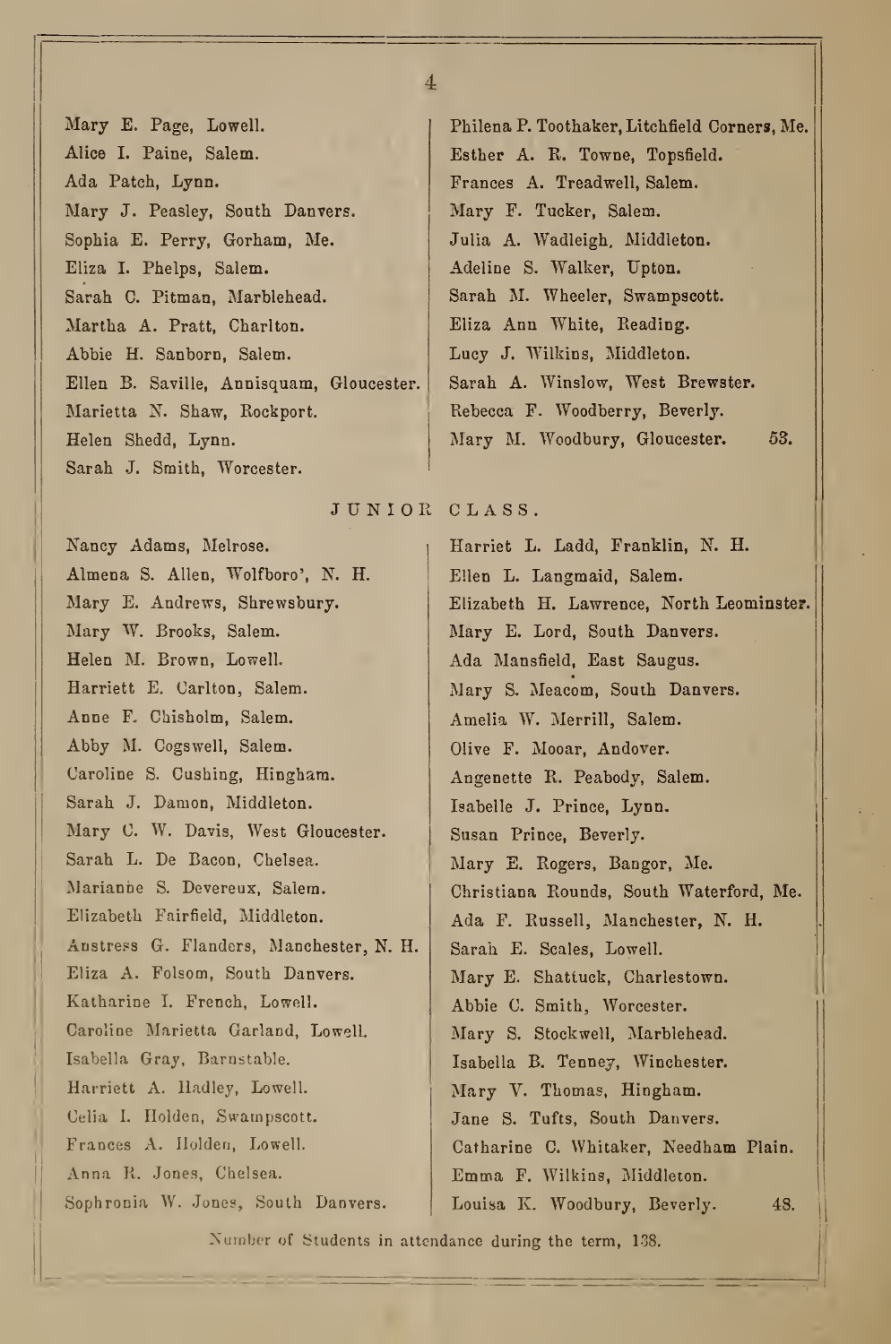Mary E. Page, Lowell.
Alice I. Paine, Salem.
Ada Patch, Lynn.
Mary J. Peasley, South Danvers.
Sophia E. Perry, Gorham, Me.
Eliza I. Phelps, Salem.
Sarah C. Pitman, Marblehead.
Martha A. Pratt, Charlton.
Abbie H. Sanborn, Salem.
Ellen B. Saville, Annisquam, Gloucester.
Marietta N. Shaw, Rockport.
Helen Shedd, Lynn.
Sarah J. Smith, Worcester.
Philena P. Toothaker, Litchfield Corners, Me.
Esther A. R. Towne, Topsfield.
Frances A. Treadwell, Salem.
Mary F. Tucker, Salem.
Julia A. Wadleigh, Middleton.
Adeline S. Walker, Upton.
Sarah M. Wheeler, Swampscott.
Eliza Ann White, Reading.
Lucy J. Wilkins, Middleton.
Sarah A. Winslow, West Brewster.
Rebecca F. Woodberry, Beverly.
Mary M. Woodbury, Gloucester. 53.

## JUNIOR CLASS.

Nancy Adams, Melrose.
Almena S. Allen, Wolfboro', N. H.
Mary E. Andrews, Shrewsbury.
Mary W. Brooks, Salem.
Helen M. Brown, Lowell.
Harriett E. Carlton, Salem.
Anne F. Chisholm, Salem.
Abby M. Cogswell, Salem.
Caroline S. Cushing, Hingham.
Sarah J. Damon, Middleton.
Mary C. W. Davis, West Gloucester.
Sarah L. De Bacon, Chelsea.
Marianne S. Devereux, Salem.
Elizabeth Fairfield, Middleton.
Austress G. Flanders, Manchester, N. H.
Eliza A. Folsom, South Danvers.
Katharine I. French, Lowell.
Caroline Marietta Garland, Lowell.
Isabella Gray, Barnstable.
Harriett A. Hadley, Lowell.
Celia I. Holden, Swampscott.
Frances A. Holden, Lowell.
Anna R. Jones, Chelsea.
Sophronia W. Jones, South Danvers.
Harriet L. Ladd, Franklin, N. H.
Ellen L. Langmaid, Salem.
Elizabeth H. Lawrence, North Leominster.
Mary E. Lord, South Danvers.
Ada Mansfield, East Saugus.
Mary S. Meacom, South Danvers.
Amelia W. Merrill, Salem.
Olive F. Mooar, Andover.
Angenette R. Peabody, Salem.
Isabelle J. Prince, Lynn.
Susan Prince, Beverly.
Mary E. Rogers, Bangor, Me.
Christiana Rounds, South Waterford, Me.
Ada F. Russell, Manchester, N. H.
Sarah E. Scales, Lowell.
Mary E. Shattuck, Charlestown.
Abbie C. Smith, Worcester.
Mary S. Stockwell, Marblehead.
Isabella B. Tenney, Winchester.
Mary V. Thomas, Hingham.
Jane S. Tufts, South Danvers.
Catharine C. Whitaker, Needham Plain.
Emma F. Wilkins, Middleton.
Louisa K. Woodbury, Beverly. 48.

Number of Students in attendance during the term, 138.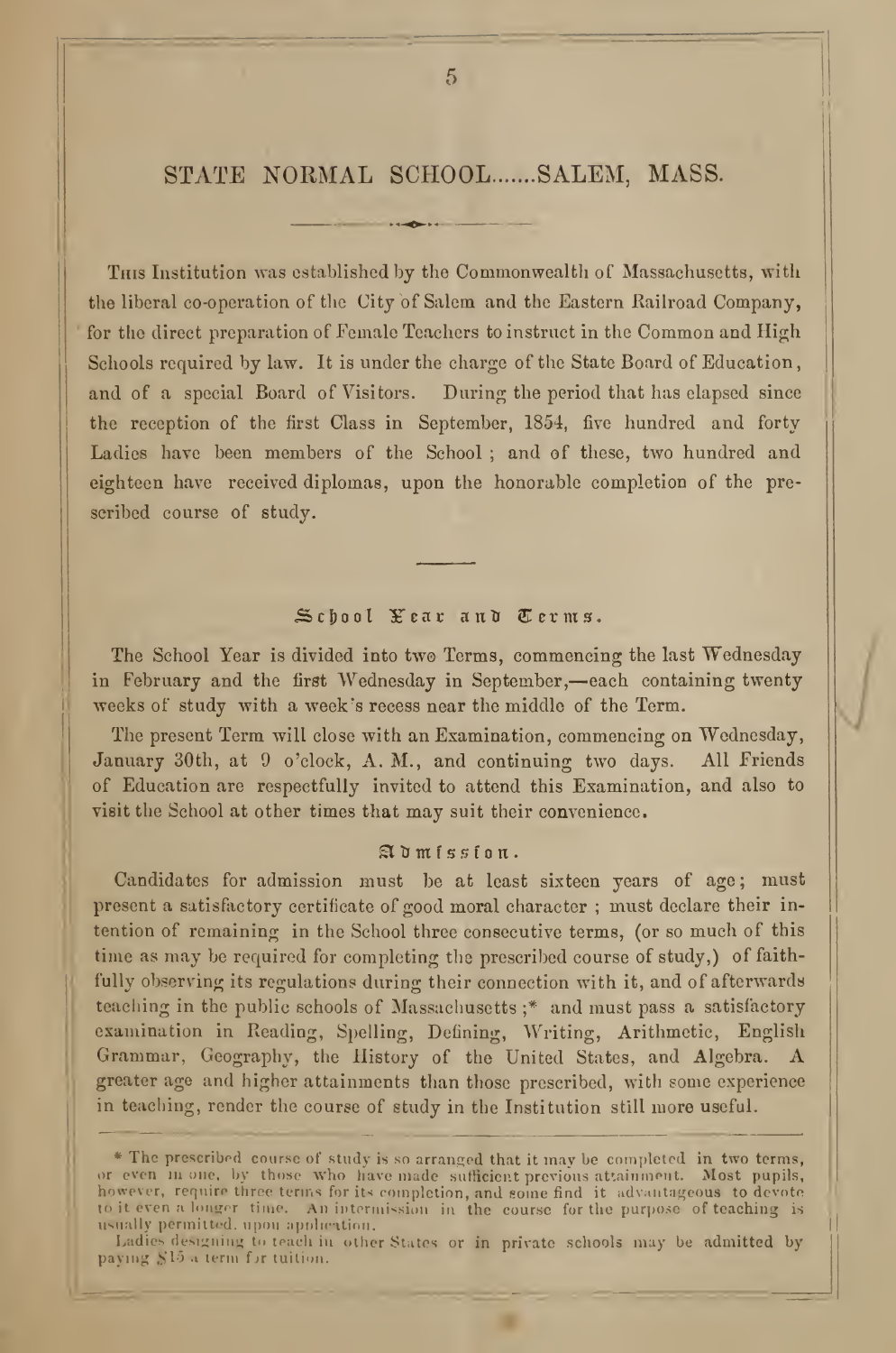# STATE NORMAL SCHOOL.......SALEM, MASS.

This Institution was established by the Commonwealth of Massachusetts, with the liberal co-operation of the City of Salem and the Eastern Railroad Company, for the direct preparation of Female Teachers to instruct in the Common and High Schools required by law. It is under the charge of the State Board of Education, and of a special Board of Visitors. During the period that has elapsed since the reception of the first Class in September, 1854, five hundred and forty Ladies have been members of the School; and of these, two hundred and eighteen have received diplomas, upon the honorable completion of the prescribed course of study.

## School Year and Terms.

The School Year is divided into two Terms, commencing the last Wednesday in February and the first Wednesday in September,—each containing twenty weeks of study with a week's recess near the middle of the Term.

The present Term will close with an Examination, commencing on Wednesday, January 30th, at 9 o'clock, A. M., and continuing two days. All Friends of Education are respectfully invited to attend this Examination, and also to visit the School at other times that may suit their convenience.

## Admission.

Candidates for admission must be at least sixteen years of age; must present a satisfactory certificate of good moral character; must declare their intention of remaining in the School three consecutive terms, (or so much of this time as may be required for completing the prescribed course of study,) of faithfully observing its regulations during their connection with it, and of afterwards teaching in the public schools of Massachusetts;* and must pass a satisfactory examination in Reading, Spelling, Defining, Writing, Arithmetic, English Grammar, Geography, the History of the United States, and Algebra. A greater age and higher attainments than those prescribed, with some experience in teaching, render the course of study in the Institution still more useful.

---

* The prescribed course of study is so arranged that it may be completed in two terms, or even in one, by those who have made sufficient previous attainment. Most pupils, however, require three terms for its completion, and some find it advantageous to devote to it even a longer time. An intermission in the course for the purpose of teaching is usually permitted, upon application.

Ladies designing to teach in other States or in private schools may be admitted by paying $15 a term for tuition.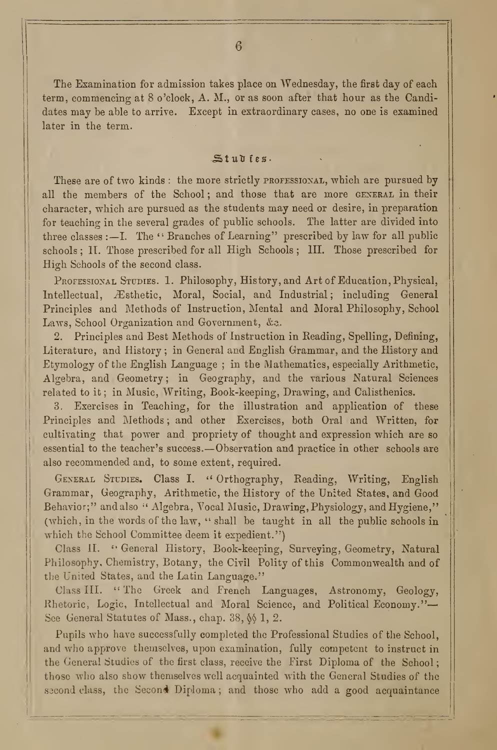The Examination for admission takes place on Wednesday, the first day of each term, commencing at 8 o'clock, A. M., or as soon after that hour as the Candidates may be able to arrive. Except in extraordinary cases, no one is examined later in the term.

## Studies.

These are of two kinds: the more strictly PROFESSIONAL, which are pursued by all the members of the School; and those that are more GENERAL in their character, which are pursued as the students may need or desire, in preparation for teaching in the several grades of public schools. The latter are divided into three classes:—I. The "Branches of Learning" prescribed by law for all public schools; II. Those prescribed for all High Schools; III. Those prescribed for High Schools of the second class.

PROFESSIONAL STUDIES. 1. Philosophy, History, and Art of Education, Physical, Intellectual, Æsthetic, Moral, Social, and Industrial; including General Principles and Methods of Instruction, Mental and Moral Philosophy, School Laws, School Organization and Government, &c.

2. Principles and Best Methods of Instruction in Reading, Spelling, Defining, Literature, and History; in General and English Grammar, and the History and Etymology of the English Language; in the Mathematics, especially Arithmetic, Algebra, and Geometry; in Geography, and the various Natural Sciences related to it; in Music, Writing, Book-keeping, Drawing, and Calisthenics.

3. Exercises in Teaching, for the illustration and application of these Principles and Methods; and other Exercises, both Oral and Written, for cultivating that power and propriety of thought and expression which are so essential to the teacher's success.—Observation and practice in other schools are also recommended and, to some extent, required.

GENERAL STUDIES. Class I. "Orthography, Reading, Writing, English Grammar, Geography, Arithmetic, the History of the United States, and Good Behavior;" and also "Algebra, Vocal Music, Drawing, Physiology, and Hygiene," (which, in the words of the law, "shall be taught in all the public schools in which the School Committee deem it expedient.")

Class II. "General History, Book-keeping, Surveying, Geometry, Natural Philosophy, Chemistry, Botany, the Civil Polity of this Commonwealth and of the United States, and the Latin Language."

Class III. "The Greek and French Languages, Astronomy, Geology, Rhetoric, Logic, Intellectual and Moral Science, and Political Economy."—See General Statutes of Mass., chap. 38, §§ 1, 2.

Pupils who have successfully completed the Professional Studies of the School, and who approve themselves, upon examination, fully competent to instruct in the General Studies of the first class, receive the First Diploma of the School; those who also show themselves well acquainted with the General Studies of the second class, the Second Diploma; and those who add a good acquaintance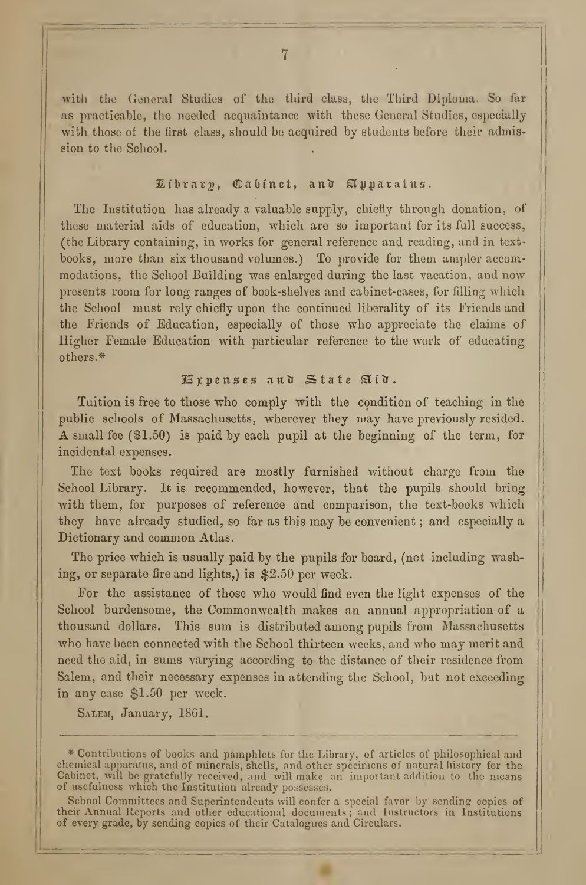with the General Studies of the third class, the Third Diploma. So far as practicable, the needed acquaintance with these General Studies, especially with those of the first class, should be acquired by students before their admission to the School.

## Library, Cabinet, and Apparatus.

The Institution has already a valuable supply, chiefly through donation, of these material aids of education, which are so important for its full success, (the Library containing, in works for general reference and reading, and in text-books, more than six thousand volumes.) To provide for them ampler accommodations, the School Building was enlarged during the last vacation, and now presents room for long ranges of book-shelves and cabinet-cases, for filling which the School must rely chiefly upon the continued liberality of its Friends and the Friends of Education, especially of those who appreciate the claims of Higher Female Education with particular reference to the work of educating others.*

## Expenses and State Aid.

Tuition is free to those who comply with the condition of teaching in the public schools of Massachusetts, wherever they may have previously resided. A small fee ($1.50) is paid by each pupil at the beginning of the term, for incidental expenses.

The text books required are mostly furnished without charge from the School Library. It is recommended, however, that the pupils should bring with them, for purposes of reference and comparison, the text-books which they have already studied, so far as this may be convenient; and especially a Dictionary and common Atlas.

The price which is usually paid by the pupils for board, (not including washing, or separate fire and lights,) is $2.50 per week.

For the assistance of those who would find even the light expenses of the School burdensome, the Commonwealth makes an annual appropriation of a thousand dollars. This sum is distributed among pupils from Massachusetts who have been connected with the School thirteen weeks, and who may merit and need the aid, in sums varying according to the distance of their residence from Salem, and their necessary expenses in attending the School, but not exceeding in any case $1.50 per week.

SALEM, January, 1861.

---

* Contributions of books and pamphlets for the Library, of articles of philosophical and chemical apparatus, and of minerals, shells, and other specimens of natural history for the Cabinet, will be gratefully received, and will make an important addition to the means of usefulness which the Institution already possesses.

School Committees and Superintendents will confer a special favor by sending copies of their Annual Reports and other educational documents; and Instructors in Institutions of every grade, by sending copies of their Catalogues and Circulars.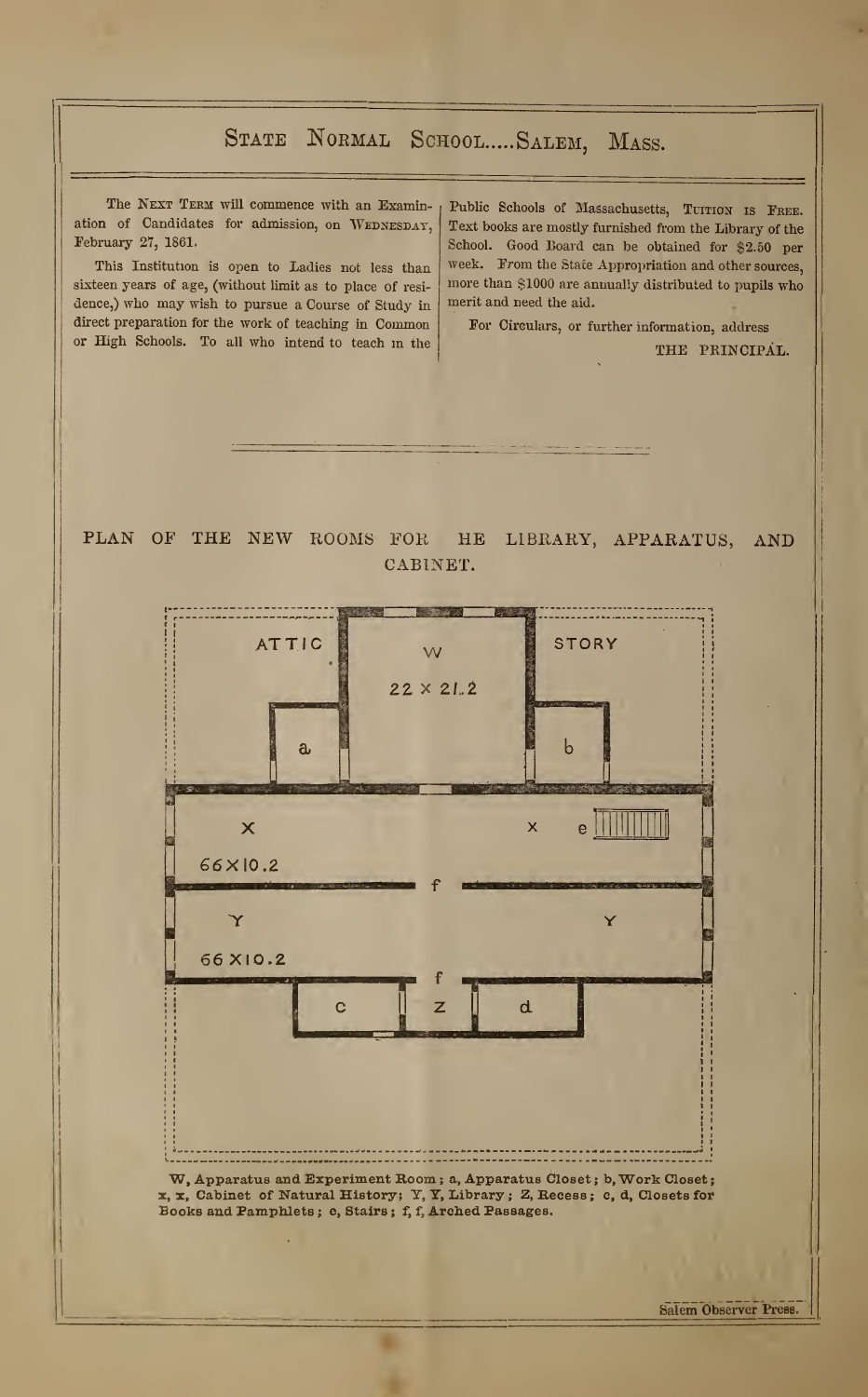## State Normal School.....Salem, Mass.

The Next Term will commence with an Examination of Candidates for admission, on Wednesday, February 27, 1861.

This Institution is open to Ladies not less than sixteen years of age, (without limit as to place of residence,) who may wish to pursue a Course of Study in direct preparation for the work of teaching in Common or High Schools. To all who intend to teach in the Public Schools of Massachusetts, Tuition is Free. Text books are mostly furnished from the Library of the School. Good Board can be obtained for $2.50 per week. From the State Appropriation and other sources, more than $1000 are annually distributed to pupils who merit and need the aid.

For Circulars, or further information, address

THE PRINCIPAL.

---

## PLAN OF THE NEW ROOMS FOR HE LIBRARY, APPARATUS, AND CABINET.

ATTIC

W

22 × 21.2

STORY

a

b

x

x

e

66×10.2

f

Y

Y

66 X10.2

f

c

Z

d

W, Apparatus and Experiment Room; a, Apparatus Closet; b, Work Closet; x, x, Cabinet of Natural History; Y, Y, Library; Z, Recess; c, d, Closets for Books and Pamphlets; e, Stairs; f, f, Arched Passages.

Salem Observer Press.